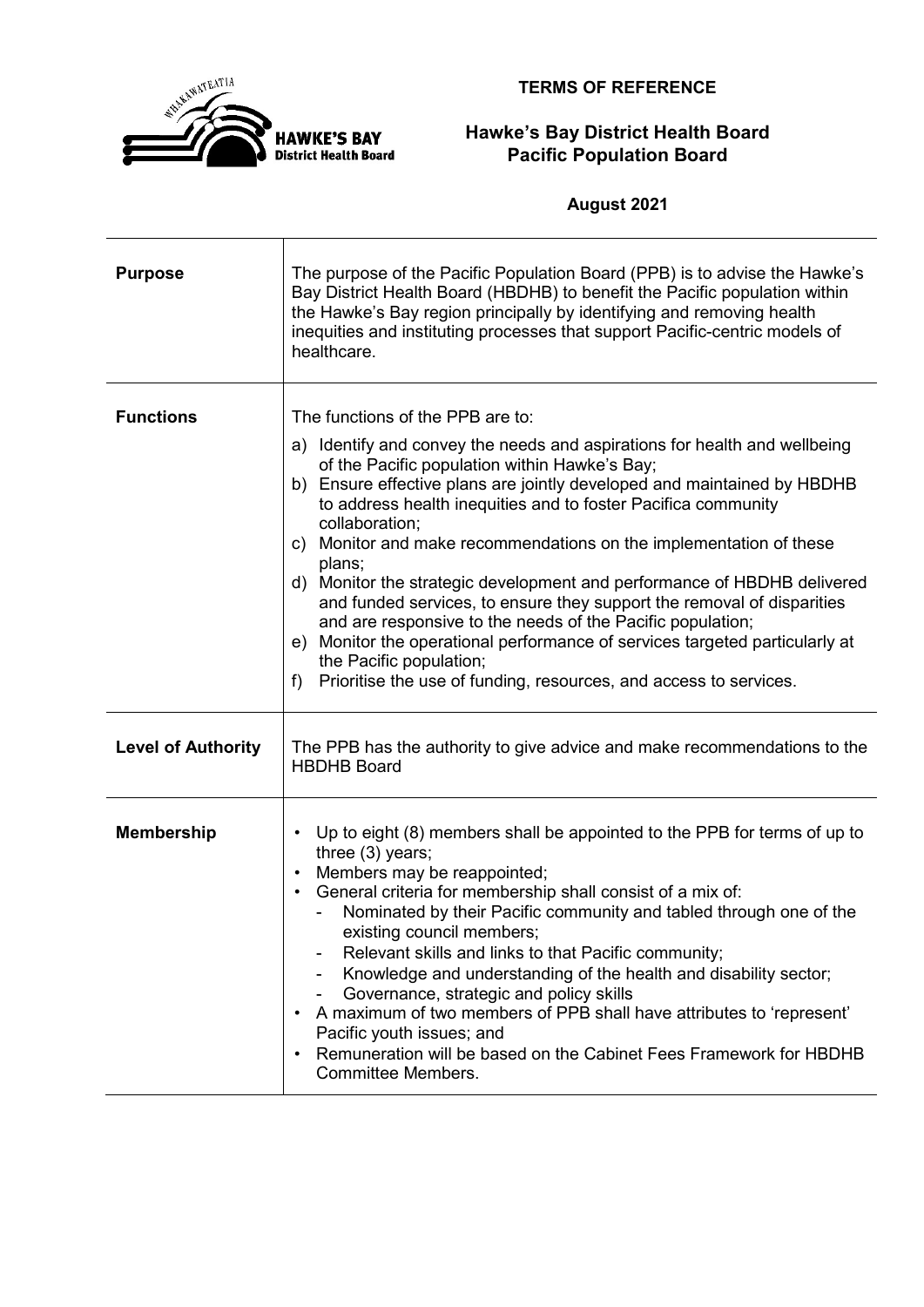# TERMS OF REFERENCE

## Hawke's Bay District Health Board
## Pacific Population Board

**August 2021**

| | |
|---|---|
| **Purpose** | The purpose of the Pacific Population Board (PPB) is to advise the Hawke's Bay District Health Board (HBDHB) to benefit the Pacific population within the Hawke's Bay region principally by identifying and removing health inequities and instituting processes that support Pacific-centric models of healthcare. |
| **Functions** | The functions of the PPB are to:<br>a) Identify and convey the needs and aspirations for health and wellbeing of the Pacific population within Hawke's Bay;<br>b) Ensure effective plans are jointly developed and maintained by HBDHB to address health inequities and to foster Pacifica community collaboration;<br>c) Monitor and make recommendations on the implementation of these plans;<br>d) Monitor the strategic development and performance of HBDHB delivered and funded services, to ensure they support the removal of disparities and are responsive to the needs of the Pacific population;<br>e) Monitor the operational performance of services targeted particularly at the Pacific population;<br>f) Prioritise the use of funding, resources, and access to services. |
| **Level of Authority** | The PPB has the authority to give advice and make recommendations to the HBDHB Board |
| **Membership** | • Up to eight (8) members shall be appointed to the PPB for terms of up to three (3) years;<br>• Members may be reappointed;<br>• General criteria for membership shall consist of a mix of:<br>&nbsp;&nbsp;- Nominated by their Pacific community and tabled through one of the existing council members;<br>&nbsp;&nbsp;- Relevant skills and links to that Pacific community;<br>&nbsp;&nbsp;- Knowledge and understanding of the health and disability sector;<br>&nbsp;&nbsp;- Governance, strategic and policy skills<br>• A maximum of two members of PPB shall have attributes to 'represent' Pacific youth issues; and<br>• Remuneration will be based on the Cabinet Fees Framework for HBDHB Committee Members. |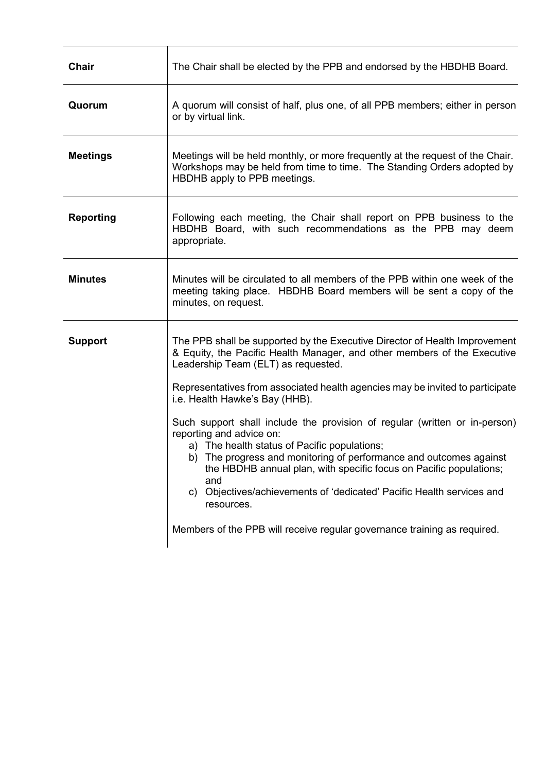| | |
|---|---|
| **Chair** | The Chair shall be elected by the PPB and endorsed by the HBDHB Board. |
| **Quorum** | A quorum will consist of half, plus one, of all PPB members; either in person or by virtual link. |
| **Meetings** | Meetings will be held monthly, or more frequently at the request of the Chair. Workshops may be held from time to time. The Standing Orders adopted by HBDHB apply to PPB meetings. |
| **Reporting** | Following each meeting, the Chair shall report on PPB business to the HBDHB Board, with such recommendations as the PPB may deem appropriate. |
| **Minutes** | Minutes will be circulated to all members of the PPB within one week of the meeting taking place. HBDHB Board members will be sent a copy of the minutes, on request. |
| **Support** | The PPB shall be supported by the Executive Director of Health Improvement & Equity, the Pacific Health Manager, and other members of the Executive Leadership Team (ELT) as requested.<br><br>Representatives from associated health agencies may be invited to participate i.e. Health Hawke's Bay (HHB).<br><br>Such support shall include the provision of regular (written or in-person) reporting and advice on:<br>a) The health status of Pacific populations;<br>b) The progress and monitoring of performance and outcomes against the HBDHB annual plan, with specific focus on Pacific populations; and<br>c) Objectives/achievements of 'dedicated' Pacific Health services and resources.<br><br>Members of the PPB will receive regular governance training as required. |